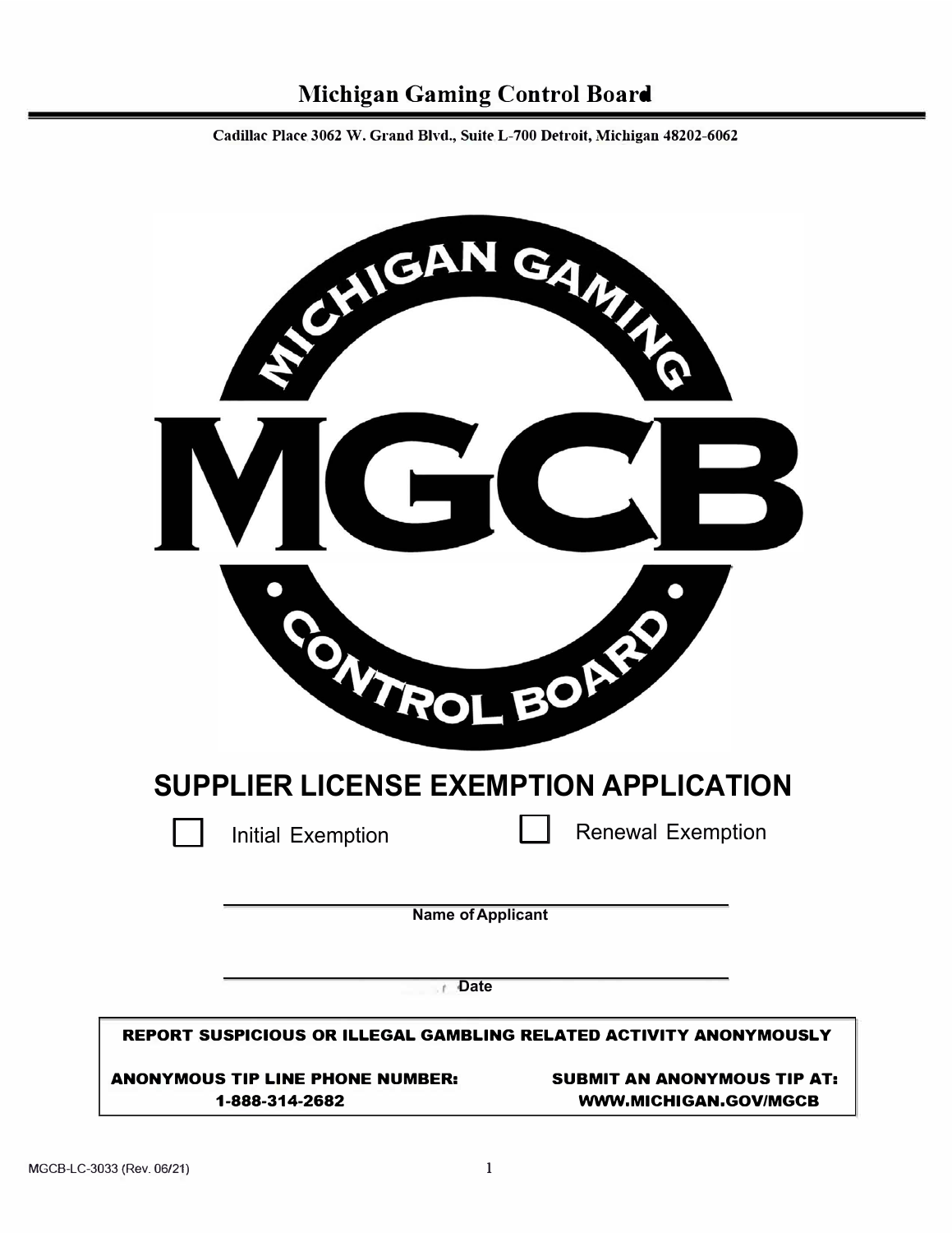# Michigan Gaming Control Board

Cadillac Place 3062 W. Grand Blvd., Suite L-700 Detroit, Michigan 48202-6062

MICHIGAN GAMING

MGCB

CONTROL BOARD

## SUPPLIER LICENSE EXEMPTION APPLICATION

☐ Initial Exemption ☐ Renewal Exemption

______________________________________
**Name of Applicant**

______________________________________
**Date**

**REPORT SUSPICIOUS OR ILLEGAL GAMBLING RELATED ACTIVITY ANONYMOUSLY**

**ANONYMOUS TIP LINE PHONE NUMBER: 1-888-314-2682**

**SUBMIT AN ANONYMOUS TIP AT: WWW.MICHIGAN.GOV/MGCB**

MGCB-LC-3033 (Rev. 06/21)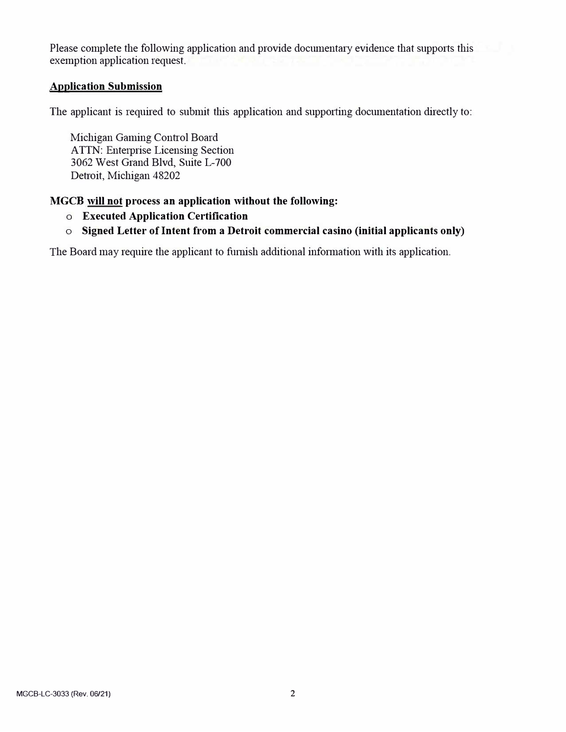Please complete the following application and provide documentary evidence that supports this exemption application request.

**<u>Application Submission</u>**

The applicant is required to submit this application and supporting documentation directly to:

Michigan Gaming Control Board
ATTN: Enterprise Licensing Section
3062 West Grand Blvd, Suite L-700
Detroit, Michigan 48202

**MGCB <u>will not</u> process an application without the following:**

- **Executed Application Certification**
- **Signed Letter of Intent from a Detroit commercial casino (initial applicants only)**

The Board may require the applicant to furnish additional information with its application.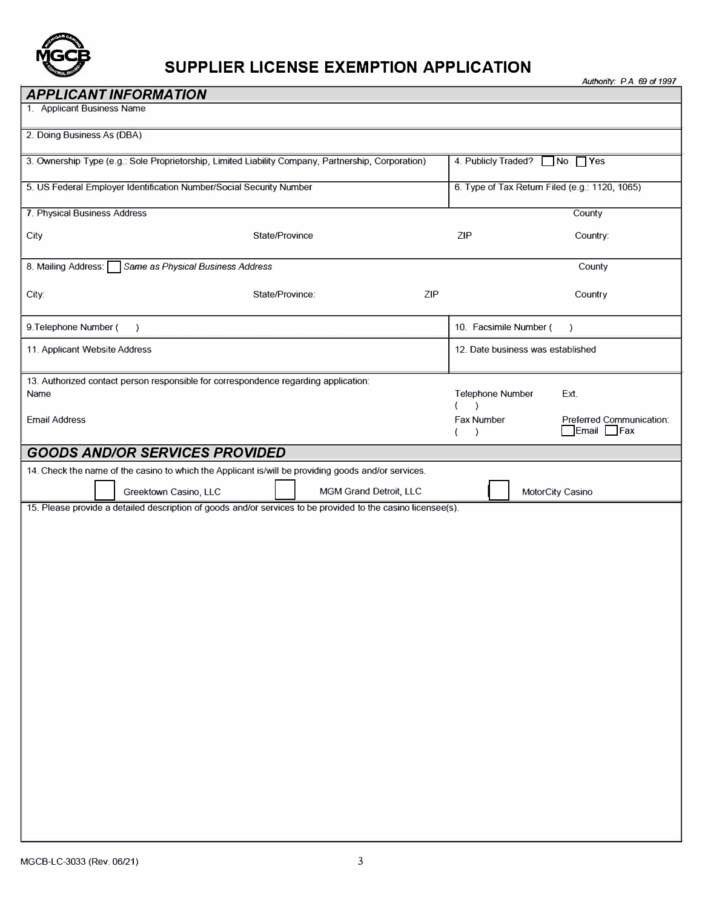# SUPPLIER LICENSE EXEMPTION APPLICATION

*Authority: P.A. 69 of 1997*

## *APPLICANT INFORMATION*

1. Applicant Business Name

2. Doing Business As (DBA)

3. Ownership Type (e.g.: Sole Proprietorship, Limited Liability Company, Partnership, Corporation)

4. Publicly Traded? ☐ No ☐ Yes

5. US Federal Employer Identification Number/Social Security Number

6. Type of Tax Return Filed (e.g.: 1120, 1065)

7. Physical Business Address — County

City — State/Province — ZIP — Country:

8. Mailing Address: ☐ *Same as Physical Business Address* — County

City: — State/Province: — ZIP — Country

9. Telephone Number ( )

10. Facsimile Number ( )

11. Applicant Website Address

12. Date business was established

13. Authorized contact person responsible for correspondence regarding application:

Name — Telephone Number ( ) — Ext.

Email Address — Fax Number ( ) — Preferred Communication: ☐ Email ☐ Fax

## *GOODS AND/OR SERVICES PROVIDED*

14. Check the name of the casino to which the Applicant is/will be providing goods and/or services.

☐ Greektown Casino, LLC ☐ MGM Grand Detroit, LLC ☐ MotorCity Casino

15. Please provide a detailed description of goods and/or services to be provided to the casino licensee(s).

MGCB-LC-3033 (Rev. 06/21)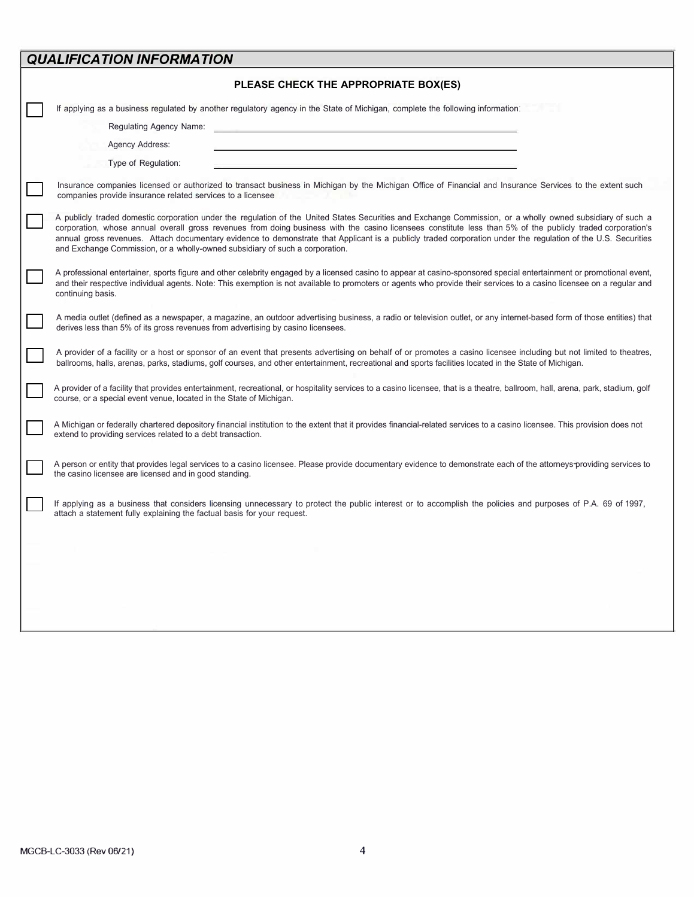## QUALIFICATION INFORMATION

**PLEASE CHECK THE APPROPRIATE BOX(ES)**

☐ If applying as a business regulated by another regulatory agency in the State of Michigan, complete the following information:

Regulating Agency Name: ____________________

Agency Address: ____________________

Type of Regulation: ____________________

☐ Insurance companies licensed or authorized to transact business in Michigan by the Michigan Office of Financial and Insurance Services to the extent such companies provide insurance related services to a licensee

☐ A publicly traded domestic corporation under the regulation of the United States Securities and Exchange Commission, or a wholly owned subsidiary of such a corporation, whose annual overall gross revenues from doing business with the casino licensees constitute less than 5% of the publicly traded corporation's annual gross revenues. Attach documentary evidence to demonstrate that Applicant is a publicly traded corporation under the regulation of the U.S. Securities and Exchange Commission, or a wholly-owned subsidiary of such a corporation.

☐ A professional entertainer, sports figure and other celebrity engaged by a licensed casino to appear at casino-sponsored special entertainment or promotional event, and their respective individual agents. Note: This exemption is not available to promoters or agents who provide their services to a casino licensee on a regular and continuing basis.

☐ A media outlet (defined as a newspaper, a magazine, an outdoor advertising business, a radio or television outlet, or any internet-based form of those entities) that derives less than 5% of its gross revenues from advertising by casino licensees.

☐ A provider of a facility or a host or sponsor of an event that presents advertising on behalf of or promotes a casino licensee including but not limited to theatres, ballrooms, halls, arenas, parks, stadiums, golf courses, and other entertainment, recreational and sports facilities located in the State of Michigan.

☐ A provider of a facility that provides entertainment, recreational, or hospitality services to a casino licensee, that is a theatre, ballroom, hall, arena, park, stadium, golf course, or a special event venue, located in the State of Michigan.

☐ A Michigan or federally chartered depository financial institution to the extent that it provides financial-related services to a casino licensee. This provision does not extend to providing services related to a debt transaction.

☐ A person or entity that provides legal services to a casino licensee. Please provide documentary evidence to demonstrate each of the attorneys providing services to the casino licensee are licensed and in good standing.

☐ If applying as a business that considers licensing unnecessary to protect the public interest or to accomplish the policies and purposes of P.A. 69 of 1997, attach a statement fully explaining the factual basis for your request.

MGCB-LC-3033 (Rev 06/21)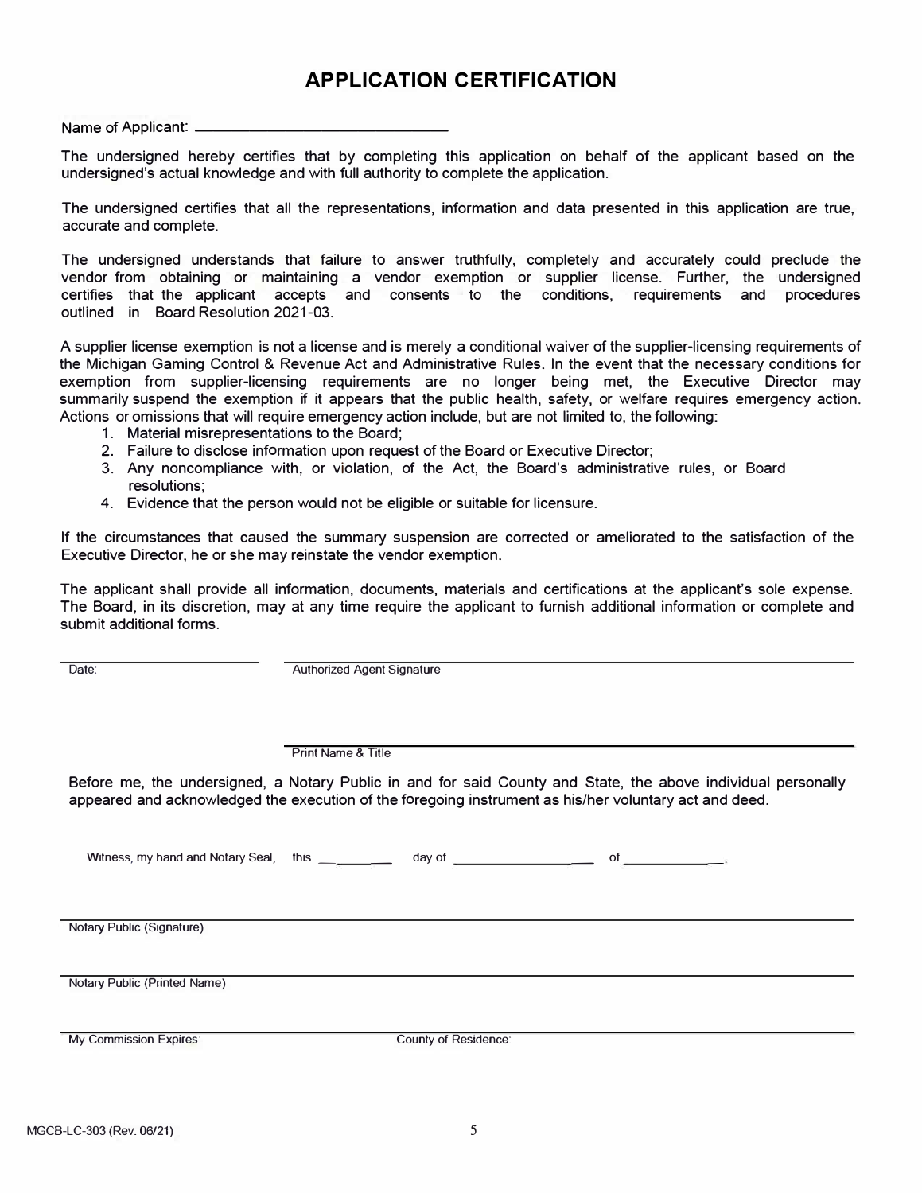# APPLICATION CERTIFICATION

Name of Applicant: ______________________________

The undersigned hereby certifies that by completing this application on behalf of the applicant based on the undersigned's actual knowledge and with full authority to complete the application.

The undersigned certifies that all the representations, information and data presented in this application are true, accurate and complete.

The undersigned understands that failure to answer truthfully, completely and accurately could preclude the vendor from obtaining or maintaining a vendor exemption or supplier license. Further, the undersigned certifies that the applicant accepts and consents to the conditions, requirements and procedures outlined in Board Resolution 2021-03.

A supplier license exemption is not a license and is merely a conditional waiver of the supplier-licensing requirements of the Michigan Gaming Control & Revenue Act and Administrative Rules. In the event that the necessary conditions for exemption from supplier-licensing requirements are no longer being met, the Executive Director may summarily suspend the exemption if it appears that the public health, safety, or welfare requires emergency action. Actions or omissions that will require emergency action include, but are not limited to, the following:

1. Material misrepresentations to the Board;
2. Failure to disclose information upon request of the Board or Executive Director;
3. Any noncompliance with, or violation, of the Act, the Board's administrative rules, or Board resolutions;
4. Evidence that the person would not be eligible or suitable for licensure.

If the circumstances that caused the summary suspension are corrected or ameliorated to the satisfaction of the Executive Director, he or she may reinstate the vendor exemption.

The applicant shall provide all information, documents, materials and certifications at the applicant's sole expense. The Board, in its discretion, may at any time require the applicant to furnish additional information or complete and submit additional forms.

Date: ______________________ Authorized Agent Signature ______________________________

Print Name & Title ______________________________

Before me, the undersigned, a Notary Public in and for said County and State, the above individual personally appeared and acknowledged the execution of the foregoing instrument as his/her voluntary act and deed.

Witness, my hand and Notary Seal, this __________ day of ____________________ of ______________.

Notary Public (Signature) ______________________________

Notary Public (Printed Name) ______________________________

My Commission Expires: ______________ County of Residence: ______________

MGCB-LC-303 (Rev. 06/21)